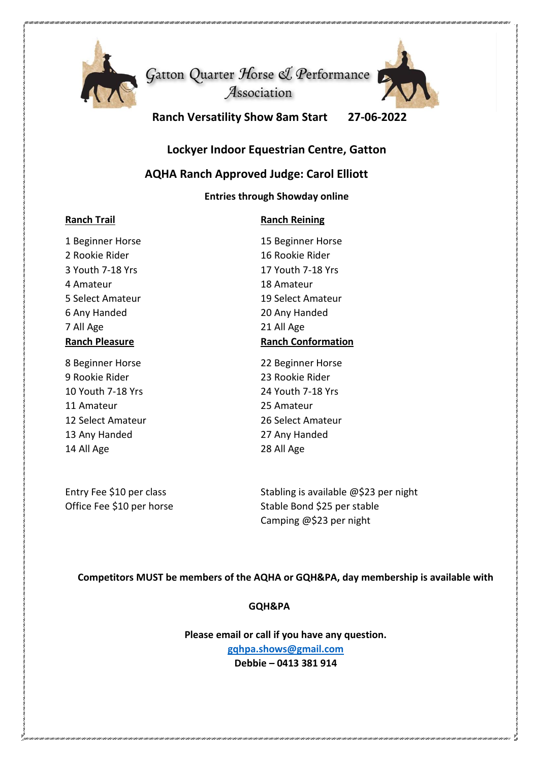# Gatton Quarter Horse & Performance Association

**Ranch Versatility Show 8am Start 27-06-2022**

## Lockyer Indoor Equestrian Centre, Gatton

## AQHA Ranch Approved Judge: Carol Elliott

**Entries through Showday online**

**Ranch Trail**

1 Beginner Horse
2 Rookie Rider
3 Youth 7-18 Yrs
4 Amateur
5 Select Amateur
6 Any Handed
7 All Age

**Ranch Pleasure**

8 Beginner Horse
9 Rookie Rider
10 Youth 7-18 Yrs
11 Amateur
12 Select Amateur
13 Any Handed
14 All Age

**Ranch Reining**

15 Beginner Horse
16 Rookie Rider
17 Youth 7-18 Yrs
18 Amateur
19 Select Amateur
20 Any Handed
21 All Age

**Ranch Conformation**

22 Beginner Horse
23 Rookie Rider
24 Youth 7-18 Yrs
25 Amateur
26 Select Amateur
27 Any Handed
28 All Age

Entry Fee $10 per class
Office Fee $10 per horse

Stabling is available @$23 per night
Stable Bond $25 per stable
Camping @$23 per night

**Competitors MUST be members of the AQHA or GQH&PA, day membership is available with GQH&PA**

**Please email or call if you have any question.**
**gqhpa.shows@gmail.com**
**Debbie – 0413 381 914**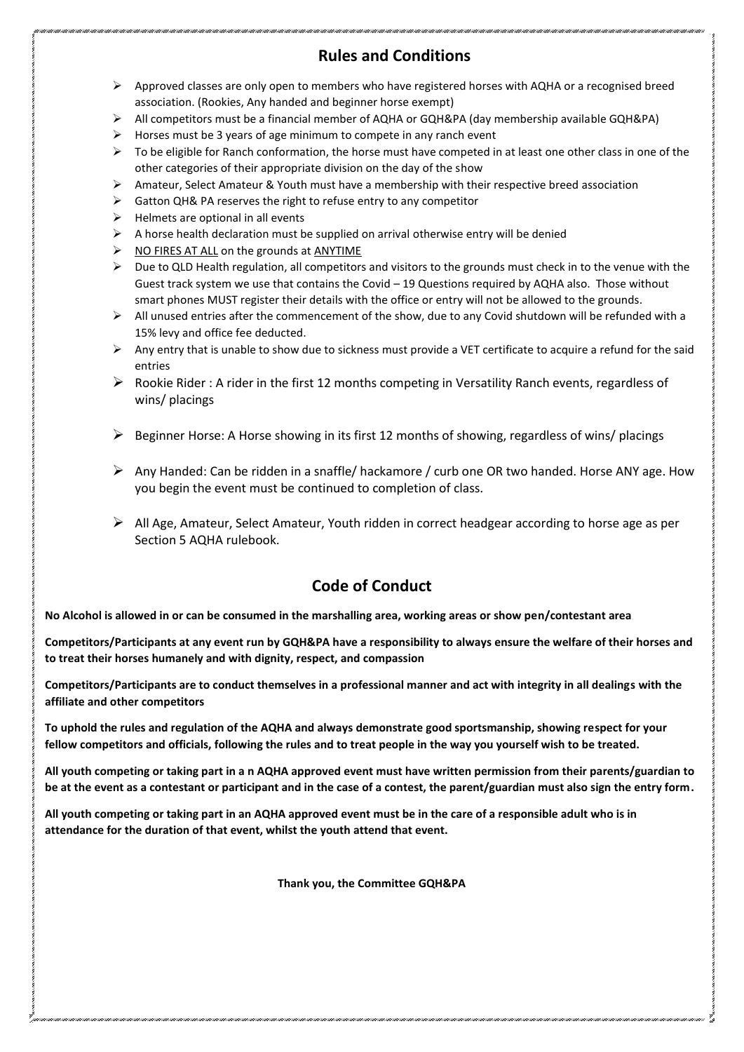## Rules and Conditions

- Approved classes are only open to members who have registered horses with AQHA or a recognised breed association. (Rookies, Any handed and beginner horse exempt)
- All competitors must be a financial member of AQHA or GQH&PA (day membership available GQH&PA)
- Horses must be 3 years of age minimum to compete in any ranch event
- To be eligible for Ranch conformation, the horse must have competed in at least one other class in one of the other categories of their appropriate division on the day of the show
- Amateur, Select Amateur & Youth must have a membership with their respective breed association
- Gatton QH& PA reserves the right to refuse entry to any competitor
- Helmets are optional in all events
- A horse health declaration must be supplied on arrival otherwise entry will be denied
- <u>NO FIRES AT ALL</u> on the grounds at <u>ANYTIME</u>
- Due to QLD Health regulation, all competitors and visitors to the grounds must check in to the venue with the Guest track system we use that contains the Covid – 19 Questions required by AQHA also. Those without smart phones MUST register their details with the office or entry will not be allowed to the grounds.
- All unused entries after the commencement of the show, due to any Covid shutdown will be refunded with a 15% levy and office fee deducted.
- Any entry that is unable to show due to sickness must provide a VET certificate to acquire a refund for the said entries
- Rookie Rider : A rider in the first 12 months competing in Versatility Ranch events, regardless of wins/ placings
- Beginner Horse: A Horse showing in its first 12 months of showing, regardless of wins/ placings
- Any Handed: Can be ridden in a snaffle/ hackamore / curb one OR two handed. Horse ANY age. How you begin the event must be continued to completion of class.
- All Age, Amateur, Select Amateur, Youth ridden in correct headgear according to horse age as per Section 5 AQHA rulebook.

## Code of Conduct

**No Alcohol is allowed in or can be consumed in the marshalling area, working areas or show pen/contestant area**

**Competitors/Participants at any event run by GQH&PA have a responsibility to always ensure the welfare of their horses and to treat their horses humanely and with dignity, respect, and compassion**

**Competitors/Participants are to conduct themselves in a professional manner and act with integrity in all dealings with the affiliate and other competitors**

**To uphold the rules and regulation of the AQHA and always demonstrate good sportsmanship, showing respect for your fellow competitors and officials, following the rules and to treat people in the way you yourself wish to be treated.**

**All youth competing or taking part in a n AQHA approved event must have written permission from their parents/guardian to be at the event as a contestant or participant and in the case of a contest, the parent/guardian must also sign the entry form.**

**All youth competing or taking part in an AQHA approved event must be in the care of a responsible adult who is in attendance for the duration of that event, whilst the youth attend that event.**

**Thank you, the Committee GQH&PA**